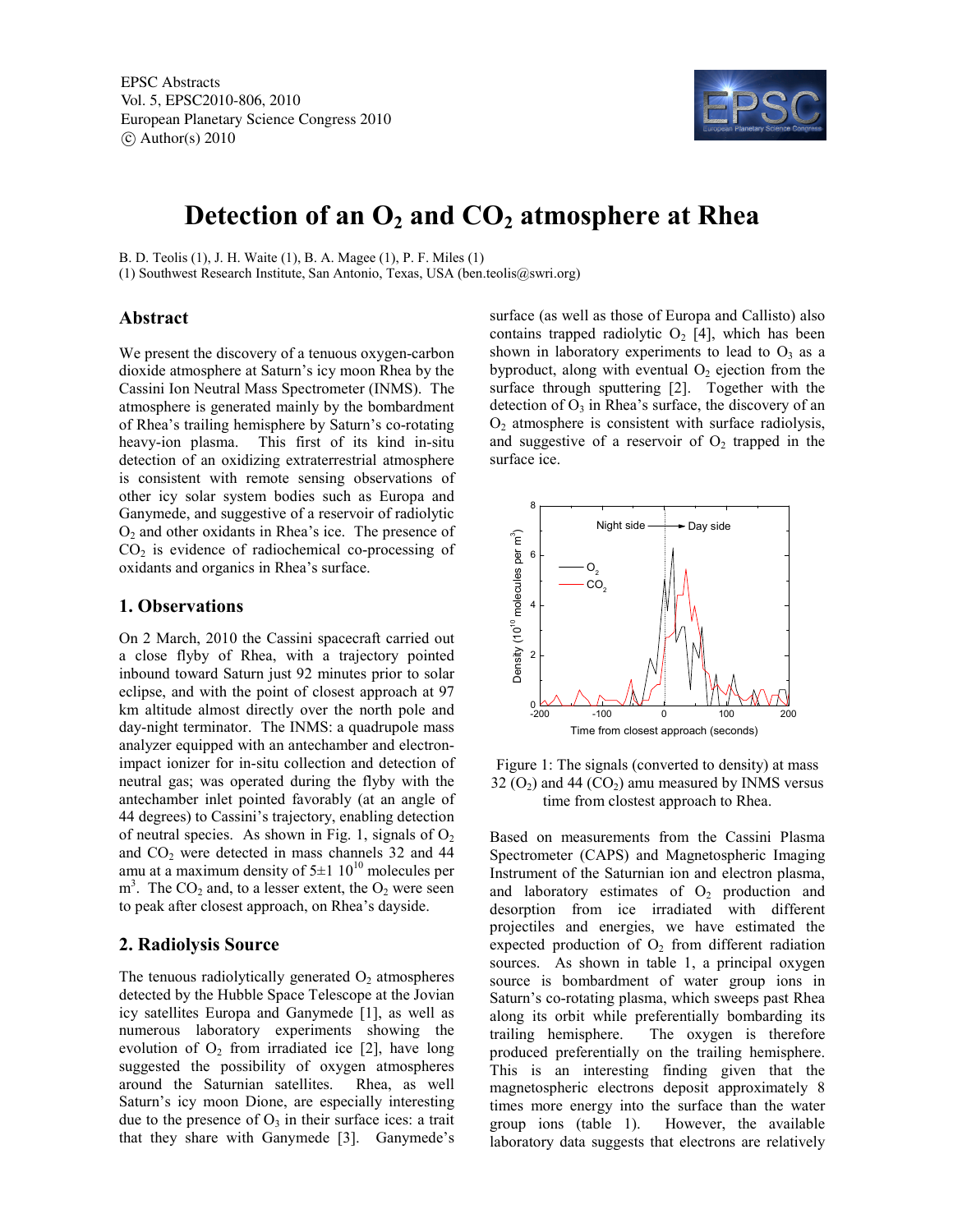EPSC Abstracts
Vol. 5, EPSC2010-806, 2010
European Planetary Science Congress 2010
© Author(s) 2010

# Detection of an $O_2$ and $CO_2$ atmosphere at Rhea

B. D. Teolis (1), J. H. Waite (1), B. A. Magee (1), P. F. Miles (1)
(1) Southwest Research Institute, San Antonio, Texas, USA (ben.teolis@swri.org)

## Abstract

We present the discovery of a tenuous oxygen-carbon dioxide atmosphere at Saturn's icy moon Rhea by the Cassini Ion Neutral Mass Spectrometer (INMS). The atmosphere is generated mainly by the bombardment of Rhea's trailing hemisphere by Saturn's co-rotating heavy-ion plasma. This first of its kind in-situ detection of an oxidizing extraterrestrial atmosphere is consistent with remote sensing observations of other icy solar system bodies such as Europa and Ganymede, and suggestive of a reservoir of radiolytic $O_2$ and other oxidants in Rhea's ice. The presence of $CO_2$ is evidence of radiochemical co-processing of oxidants and organics in Rhea's surface.

## 1. Observations

On 2 March, 2010 the Cassini spacecraft carried out a close flyby of Rhea, with a trajectory pointed inbound toward Saturn just 92 minutes prior to solar eclipse, and with the point of closest approach at 97 km altitude almost directly over the north pole and day-night terminator. The INMS: a quadrupole mass analyzer equipped with an antechamber and electron-impact ionizer for in-situ collection and detection of neutral gas; was operated during the flyby with the antechamber inlet pointed favorably (at an angle of 44 degrees) to Cassini's trajectory, enabling detection of neutral species. As shown in Fig. 1, signals of $O_2$ and $CO_2$ were detected in mass channels 32 and 44 amu at a maximum density of $5 \pm 1$ $10^{10}$ molecules per $m^3$. The $CO_2$ and, to a lesser extent, the $O_2$ were seen to peak after closest approach, on Rhea's dayside.

## 2. Radiolysis Source

The tenuous radiolytically generated $O_2$ atmospheres detected by the Hubble Space Telescope at the Jovian icy satellites Europa and Ganymede [1], as well as numerous laboratory experiments showing the evolution of $O_2$ from irradiated ice [2], have long suggested the possibility of oxygen atmospheres around the Saturnian satellites. Rhea, as well as Saturn's icy moon Dione, are especially interesting due to the presence of $O_3$ in their surface ices: a trait that they share with Ganymede [3]. Ganymede's surface (as well as those of Europa and Callisto) also contains trapped radiolytic $O_2$ [4], which has been shown in laboratory experiments to lead to $O_3$ as a byproduct, along with eventual $O_2$ ejection from the surface through sputtering [2]. Together with the detection of $O_3$ in Rhea's surface, the discovery of an $O_2$ atmosphere is consistent with surface radiolysis, and suggestive of a reservoir of $O_2$ trapped in the surface ice.

Figure 1: The signals (converted to density) at mass 32 ($O_2$) and 44 ($CO_2$) amu measured by INMS versus time from clostest approach to Rhea.

Based on measurements from the Cassini Plasma Spectrometer (CAPS) and Magnetospheric Imaging Instrument of the Saturnian ion and electron plasma, and laboratory estimates of $O_2$ production and desorption from ice irradiated with different projectiles and energies, we have estimated the expected production of $O_2$ from different radiation sources. As shown in table 1, a principal oxygen source is bombardment of water group ions in Saturn's co-rotating plasma, which sweeps past Rhea along its orbit while preferentially bombarding its trailing hemisphere. The oxygen is therefore produced preferentially on the trailing hemisphere. This is an interesting finding given that the magnetospheric electrons deposit approximately 8 times more energy into the surface than the water group ions (table 1). However, the available laboratory data suggests that electrons are relatively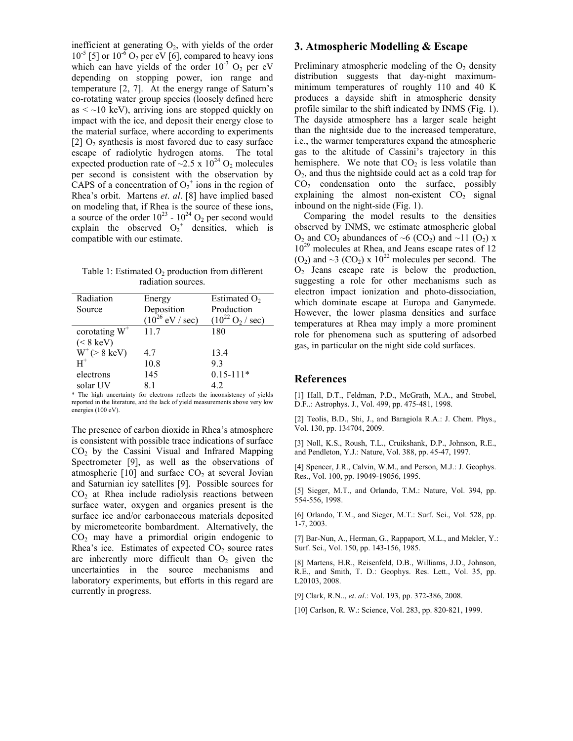inefficient at generating $O_2$, with yields of the order $10^{-5}$ [5] or $10^{-6}$ $O_2$ per eV [6], compared to heavy ions which can have yields of the order $10^{-3}$ $O_2$ per eV depending on stopping power, ion range and temperature [2, 7]. At the energy range of Saturn's co-rotating water group species (loosely defined here as < ~10 keV), arriving ions are stopped quickly on impact with the ice, and deposit their energy close to the material surface, where according to experiments [2] $O_2$ synthesis is most favored due to easy surface escape of radiolytic hydrogen atoms. The total expected production rate of ~2.5 x $10^{24}$ $O_2$ molecules per second is consistent with the observation by CAPS of a concentration of $O_2^+$ ions in the region of Rhea's orbit. Martens *et*. *al*. [8] have implied based on modeling that, if Rhea is the source of these ions, a source of the order $10^{23}$ - $10^{24}$ $O_2$ per second would explain the observed $O_2^+$ densities, which is compatible with our estimate.

Table 1: Estimated $O_2$ production from different radiation sources.

| Radiation Source | Energy Deposition ($10^{26}$ eV / sec) | Estimated $O_2$ Production ($10^{22}$ $O_2$ / sec) |
|---|---|---|
| corotating $W^+$ (< 8 keV) | 11.7 | 180 |
| $W^+$ (> 8 keV) | 4.7 | 13.4 |
| $H^+$ | 10.8 | 9.3 |
| electrons | 145 | 0.15-111* |
| solar UV | 8.1 | 4.2 |

\* The high uncertainty for electrons reflects the inconsistency of yields reported in the literature, and the lack of yield measurements above very low energies (100 eV).

The presence of carbon dioxide in Rhea's atmosphere is consistent with possible trace indications of surface $CO_2$ by the Cassini Visual and Infrared Mapping Spectrometer [9], as well as the observations of atmospheric [10] and surface $CO_2$ at several Jovian and Saturnian icy satellites [9]. Possible sources for $CO_2$ at Rhea include radiolysis reactions between surface water, oxygen and organics present is the surface ice and/or carbonaceous materials deposited by micrometeorite bombardment. Alternatively, the $CO_2$ may have a primordial origin endogenic to Rhea's ice. Estimates of expected $CO_2$ source rates are inherently more difficult than $O_2$ given the uncertainties in the source mechanisms and laboratory experiments, but efforts in this regard are currently in progress.

## 3. Atmospheric Modelling & Escape

Preliminary atmospheric modeling of the $O_2$ density distribution suggests that day-night maximum-minimum temperatures of roughly 110 and 40 K produces a dayside shift in atmospheric density profile similar to the shift indicated by INMS (Fig. 1). The dayside atmosphere has a larger scale height than the nightside due to the increased temperature, i.e., the warmer temperatures expand the atmospheric gas to the altitude of Cassini's trajectory in this hemisphere. We note that $CO_2$ is less volatile than $O_2$, and thus the nightside could act as a cold trap for $CO_2$ condensation onto the surface, possibly explaining the almost non-existent $CO_2$ signal inbound on the night-side (Fig. 1).

Comparing the model results to the densities observed by INMS, we estimate atmospheric global $O_2$ and $CO_2$ abundances of ~6 ($CO_2$) and ~11 ($O_2$) x $10^{29}$ molecules at Rhea, and Jeans escape rates of 12 ($O_2$) and ~3 ($CO_2$) x $10^{22}$ molecules per second. The $O_2$ Jeans escape rate is below the production, suggesting a role for other mechanisms such as electron impact ionization and photo-dissociation, which dominate escape at Europa and Ganymede. However, the lower plasma densities and surface temperatures at Rhea may imply a more prominent role for phenomena such as sputtering of adsorbed gas, in particular on the night side cold surfaces.

## References

[1] Hall, D.T., Feldman, P.D., McGrath, M.A., and Strobel, D.F..: Astrophys. J., Vol. 499, pp. 475-481, 1998.

[2] Teolis, B.D., Shi, J., and Baragiola R.A.: J. Chem. Phys., Vol. 130, pp. 134704, 2009.

[3] Noll, K.S., Roush, T.L., Cruikshank, D.P., Johnson, R.E., and Pendleton, Y.J.: Nature, Vol. 388, pp. 45-47, 1997.

[4] Spencer, J.R., Calvin, W.M., and Person, M.J.: J. Geophys. Res., Vol. 100, pp. 19049-19056, 1995.

[5] Sieger, M.T., and Orlando, T.M.: Nature, Vol. 394, pp. 554-556, 1998.

[6] Orlando, T.M., and Sieger, M.T.: Surf. Sci., Vol. 528, pp. 1-7, 2003.

[7] Bar-Nun, A., Herman, G., Rappaport, M.L., and Mekler, Y.: Surf. Sci., Vol. 150, pp. 143-156, 1985.

[8] Martens, H.R., Reisenfeld, D.B., Williams, J.D., Johnson, R.E., and Smith, T. D.: Geophys. Res. Lett., Vol. 35, pp. L20103, 2008.

[9] Clark, R.N.., *et*. *al*.: Vol. 193, pp. 372-386, 2008.

[10] Carlson, R. W.: Science, Vol. 283, pp. 820-821, 1999.